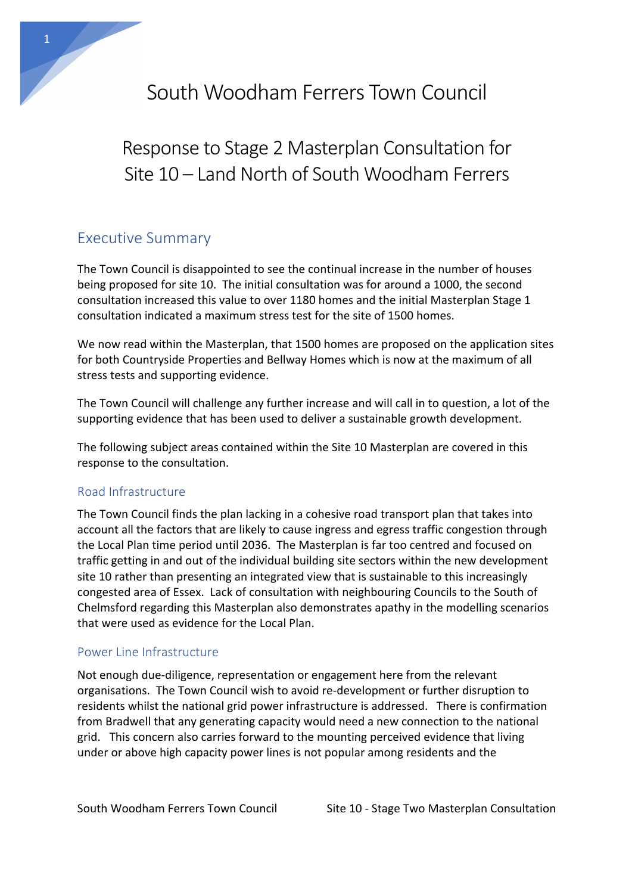# South Woodham Ferrers Town Council

## Response to Stage 2 Masterplan Consultation for Site 10 – Land North of South Woodham Ferrers

## Executive Summary

The Town Council is disappointed to see the continual increase in the number of houses being proposed for site 10. The initial consultation was for around a 1000, the second consultation increased this value to over 1180 homes and the initial Masterplan Stage 1 consultation indicated a maximum stress test for the site of 1500 homes.

We now read within the Masterplan, that 1500 homes are proposed on the application sites for both Countryside Properties and Bellway Homes which is now at the maximum of all stress tests and supporting evidence.

The Town Council will challenge any further increase and will call in to question, a lot of the supporting evidence that has been used to deliver a sustainable growth development.

The following subject areas contained within the Site 10 Masterplan are covered in this response to the consultation.

### Road Infrastructure

The Town Council finds the plan lacking in a cohesive road transport plan that takes into account all the factors that are likely to cause ingress and egress traffic congestion through the Local Plan time period until 2036. The Masterplan is far too centred and focused on traffic getting in and out of the individual building site sectors within the new development site 10 rather than presenting an integrated view that is sustainable to this increasingly congested area of Essex. Lack of consultation with neighbouring Councils to the South of Chelmsford regarding this Masterplan also demonstrates apathy in the modelling scenarios that were used as evidence for the Local Plan.

### Power Line Infrastructure

Not enough due-diligence, representation or engagement here from the relevant organisations. The Town Council wish to avoid re-development or further disruption to residents whilst the national grid power infrastructure is addressed. There is confirmation from Bradwell that any generating capacity would need a new connection to the national grid. This concern also carries forward to the mounting perceived evidence that living under or above high capacity power lines is not popular among residents and the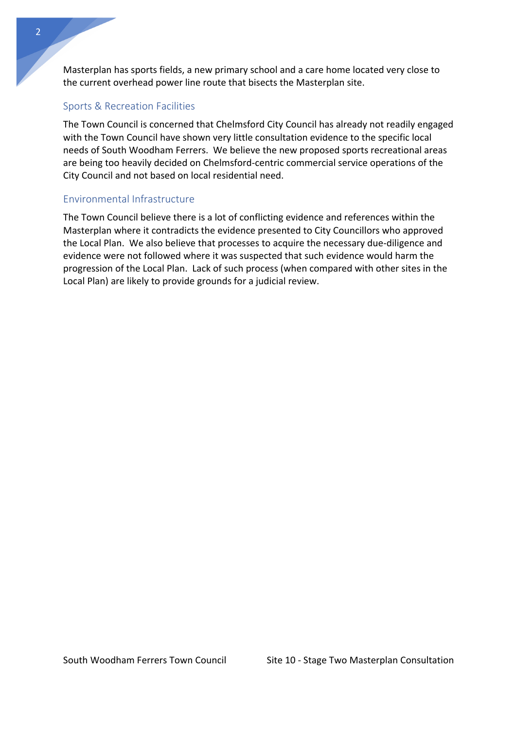Masterplan has sports fields, a new primary school and a care home located very close to the current overhead power line route that bisects the Masterplan site.

## Sports & Recreation Facilities

The Town Council is concerned that Chelmsford City Council has already not readily engaged with the Town Council have shown very little consultation evidence to the specific local needs of South Woodham Ferrers. We believe the new proposed sports recreational areas are being too heavily decided on Chelmsford-centric commercial service operations of the City Council and not based on local residential need.

## Environmental Infrastructure

The Town Council believe there is a lot of conflicting evidence and references within the Masterplan where it contradicts the evidence presented to City Councillors who approved the Local Plan. We also believe that processes to acquire the necessary due-diligence and evidence were not followed where it was suspected that such evidence would harm the progression of the Local Plan. Lack of such process (when compared with other sites in the Local Plan) are likely to provide grounds for a judicial review.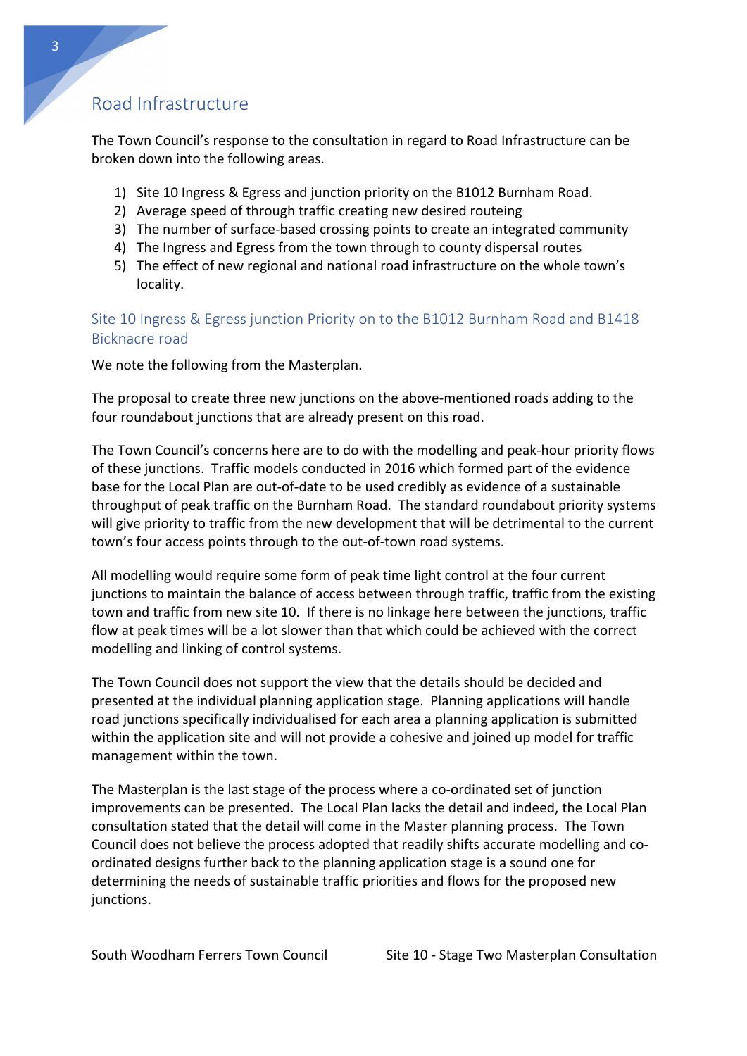## Road Infrastructure

The Town Council's response to the consultation in regard to Road Infrastructure can be broken down into the following areas.

1) Site 10 Ingress & Egress and junction priority on the B1012 Burnham Road.
2) Average speed of through traffic creating new desired routeing
3) The number of surface-based crossing points to create an integrated community
4) The Ingress and Egress from the town through to county dispersal routes
5) The effect of new regional and national road infrastructure on the whole town's locality.

### Site 10 Ingress & Egress junction Priority on to the B1012 Burnham Road and B1418 Bicknacre road

We note the following from the Masterplan.

The proposal to create three new junctions on the above-mentioned roads adding to the four roundabout junctions that are already present on this road.

The Town Council's concerns here are to do with the modelling and peak-hour priority flows of these junctions. Traffic models conducted in 2016 which formed part of the evidence base for the Local Plan are out-of-date to be used credibly as evidence of a sustainable throughput of peak traffic on the Burnham Road. The standard roundabout priority systems will give priority to traffic from the new development that will be detrimental to the current town's four access points through to the out-of-town road systems.

All modelling would require some form of peak time light control at the four current junctions to maintain the balance of access between through traffic, traffic from the existing town and traffic from new site 10. If there is no linkage here between the junctions, traffic flow at peak times will be a lot slower than that which could be achieved with the correct modelling and linking of control systems.

The Town Council does not support the view that the details should be decided and presented at the individual planning application stage. Planning applications will handle road junctions specifically individualised for each area a planning application is submitted within the application site and will not provide a cohesive and joined up model for traffic management within the town.

The Masterplan is the last stage of the process where a co-ordinated set of junction improvements can be presented. The Local Plan lacks the detail and indeed, the Local Plan consultation stated that the detail will come in the Master planning process. The Town Council does not believe the process adopted that readily shifts accurate modelling and co-ordinated designs further back to the planning application stage is a sound one for determining the needs of sustainable traffic priorities and flows for the proposed new junctions.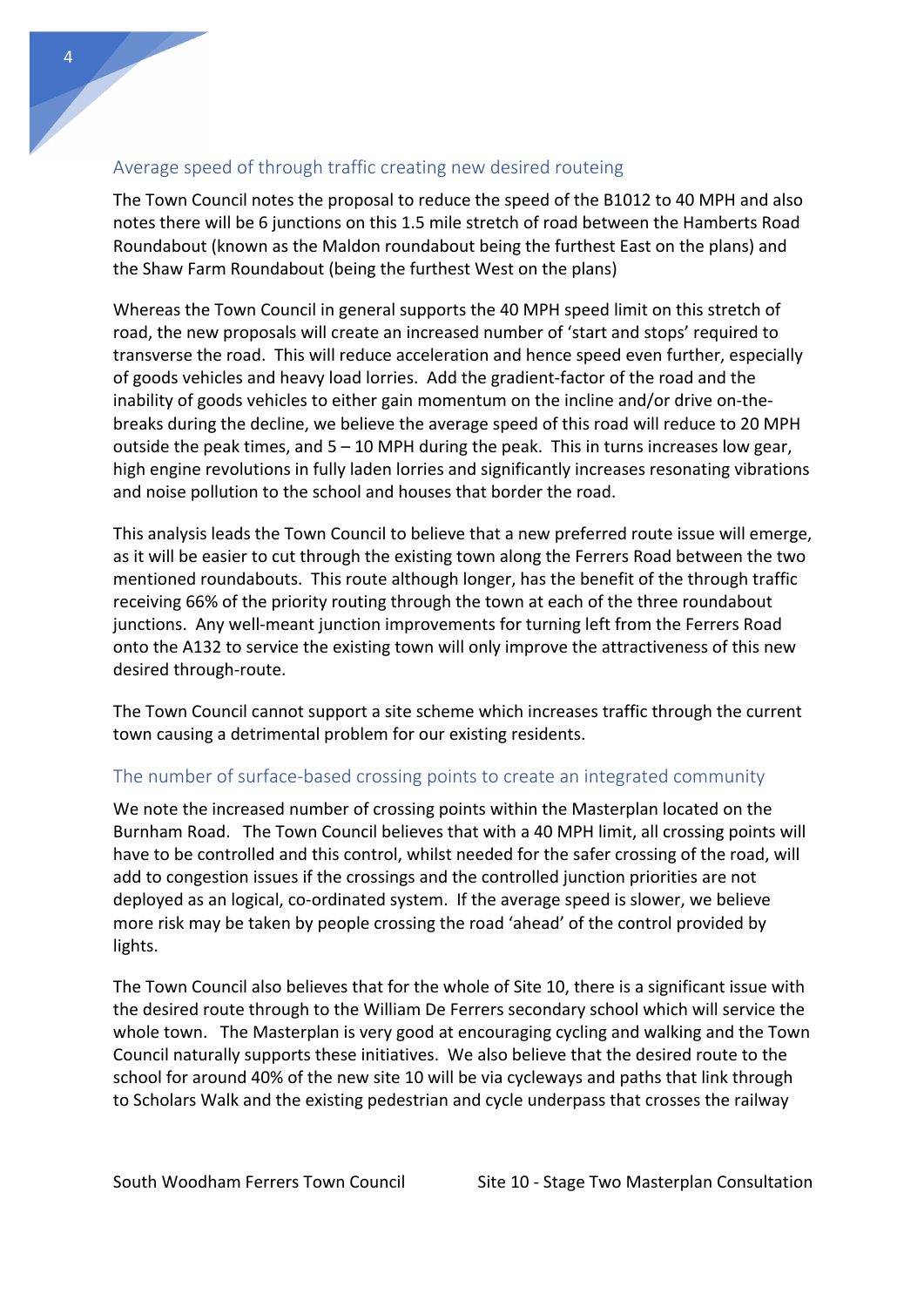## Average speed of through traffic creating new desired routeing

The Town Council notes the proposal to reduce the speed of the B1012 to 40 MPH and also notes there will be 6 junctions on this 1.5 mile stretch of road between the Hamberts Road Roundabout (known as the Maldon roundabout being the furthest East on the plans) and the Shaw Farm Roundabout (being the furthest West on the plans)

Whereas the Town Council in general supports the 40 MPH speed limit on this stretch of road, the new proposals will create an increased number of 'start and stops' required to transverse the road. This will reduce acceleration and hence speed even further, especially of goods vehicles and heavy load lorries. Add the gradient-factor of the road and the inability of goods vehicles to either gain momentum on the incline and/or drive on-the-breaks during the decline, we believe the average speed of this road will reduce to 20 MPH outside the peak times, and 5 – 10 MPH during the peak. This in turns increases low gear, high engine revolutions in fully laden lorries and significantly increases resonating vibrations and noise pollution to the school and houses that border the road.

This analysis leads the Town Council to believe that a new preferred route issue will emerge, as it will be easier to cut through the existing town along the Ferrers Road between the two mentioned roundabouts. This route although longer, has the benefit of the through traffic receiving 66% of the priority routing through the town at each of the three roundabout junctions. Any well-meant junction improvements for turning left from the Ferrers Road onto the A132 to service the existing town will only improve the attractiveness of this new desired through-route.

The Town Council cannot support a site scheme which increases traffic through the current town causing a detrimental problem for our existing residents.

## The number of surface-based crossing points to create an integrated community

We note the increased number of crossing points within the Masterplan located on the Burnham Road. The Town Council believes that with a 40 MPH limit, all crossing points will have to be controlled and this control, whilst needed for the safer crossing of the road, will add to congestion issues if the crossings and the controlled junction priorities are not deployed as an logical, co-ordinated system. If the average speed is slower, we believe more risk may be taken by people crossing the road 'ahead' of the control provided by lights.

The Town Council also believes that for the whole of Site 10, there is a significant issue with the desired route through to the William De Ferrers secondary school which will service the whole town. The Masterplan is very good at encouraging cycling and walking and the Town Council naturally supports these initiatives. We also believe that the desired route to the school for around 40% of the new site 10 will be via cycleways and paths that link through to Scholars Walk and the existing pedestrian and cycle underpass that crosses the railway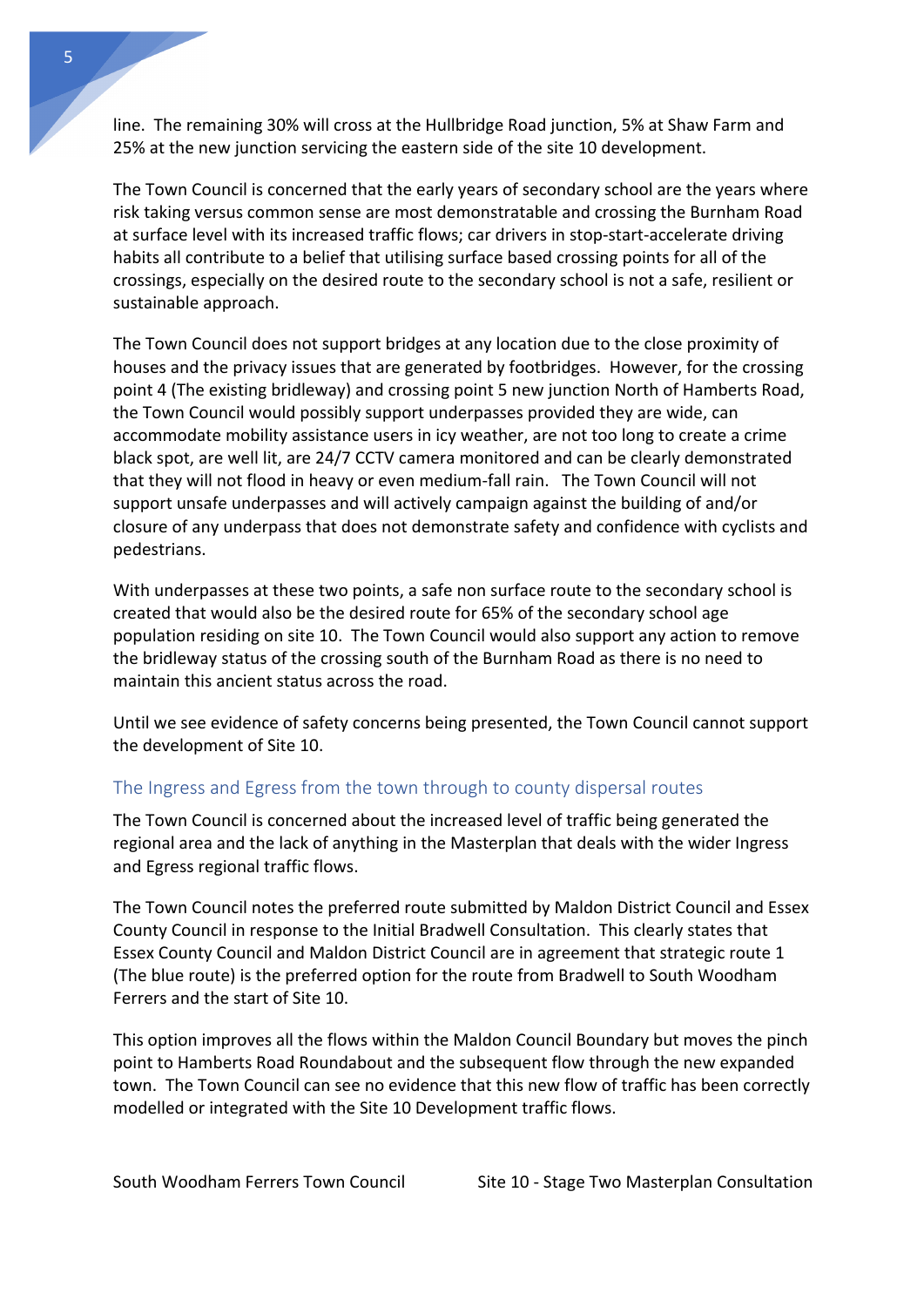line. The remaining 30% will cross at the Hullbridge Road junction, 5% at Shaw Farm and 25% at the new junction servicing the eastern side of the site 10 development.

The Town Council is concerned that the early years of secondary school are the years where risk taking versus common sense are most demonstratable and crossing the Burnham Road at surface level with its increased traffic flows; car drivers in stop-start-accelerate driving habits all contribute to a belief that utilising surface based crossing points for all of the crossings, especially on the desired route to the secondary school is not a safe, resilient or sustainable approach.

The Town Council does not support bridges at any location due to the close proximity of houses and the privacy issues that are generated by footbridges. However, for the crossing point 4 (The existing bridleway) and crossing point 5 new junction North of Hamberts Road, the Town Council would possibly support underpasses provided they are wide, can accommodate mobility assistance users in icy weather, are not too long to create a crime black spot, are well lit, are 24/7 CCTV camera monitored and can be clearly demonstrated that they will not flood in heavy or even medium-fall rain. The Town Council will not support unsafe underpasses and will actively campaign against the building of and/or closure of any underpass that does not demonstrate safety and confidence with cyclists and pedestrians.

With underpasses at these two points, a safe non surface route to the secondary school is created that would also be the desired route for 65% of the secondary school age population residing on site 10. The Town Council would also support any action to remove the bridleway status of the crossing south of the Burnham Road as there is no need to maintain this ancient status across the road.

Until we see evidence of safety concerns being presented, the Town Council cannot support the development of Site 10.

## The Ingress and Egress from the town through to county dispersal routes

The Town Council is concerned about the increased level of traffic being generated the regional area and the lack of anything in the Masterplan that deals with the wider Ingress and Egress regional traffic flows.

The Town Council notes the preferred route submitted by Maldon District Council and Essex County Council in response to the Initial Bradwell Consultation. This clearly states that Essex County Council and Maldon District Council are in agreement that strategic route 1 (The blue route) is the preferred option for the route from Bradwell to South Woodham Ferrers and the start of Site 10.

This option improves all the flows within the Maldon Council Boundary but moves the pinch point to Hamberts Road Roundabout and the subsequent flow through the new expanded town. The Town Council can see no evidence that this new flow of traffic has been correctly modelled or integrated with the Site 10 Development traffic flows.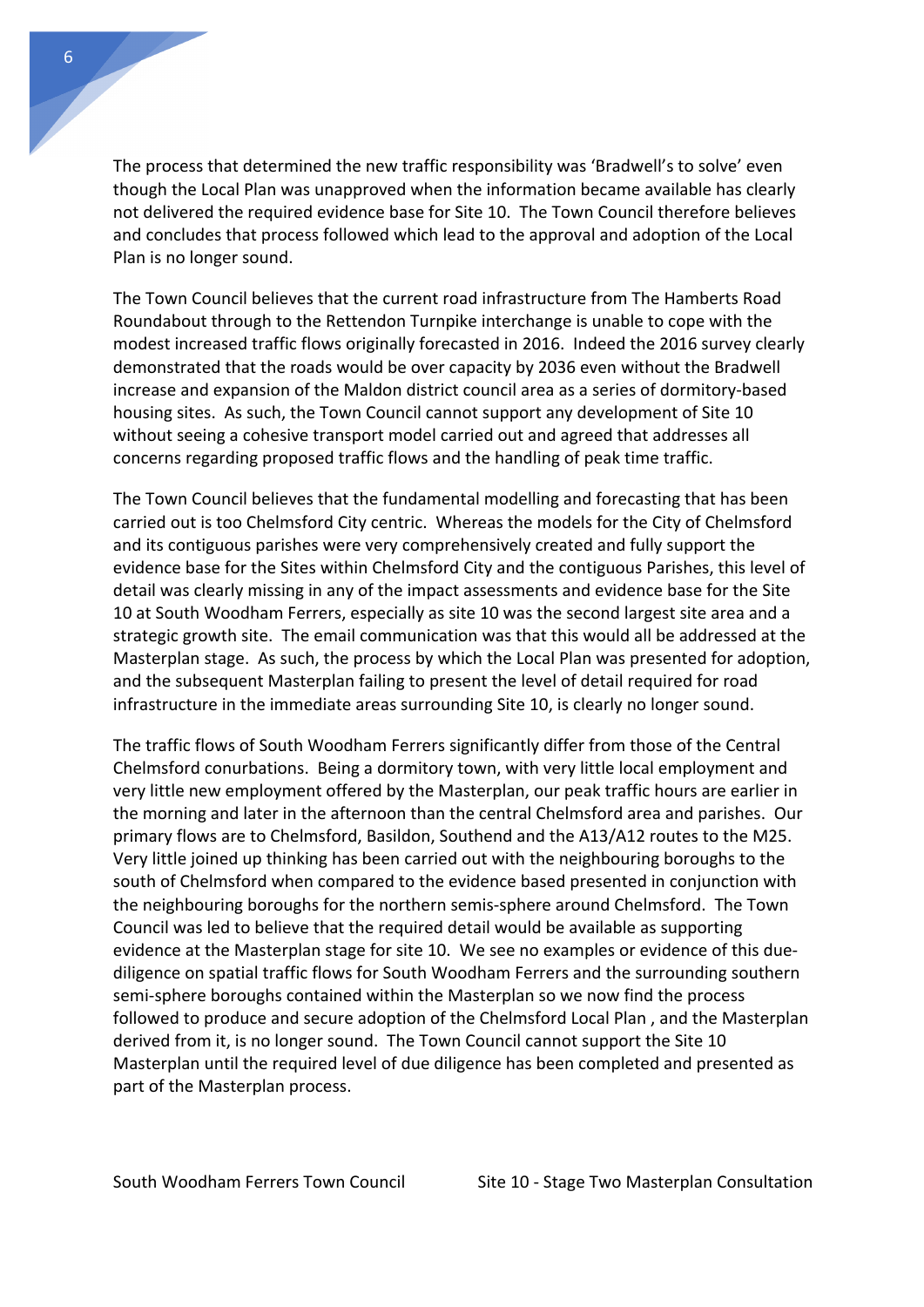The process that determined the new traffic responsibility was 'Bradwell's to solve' even though the Local Plan was unapproved when the information became available has clearly not delivered the required evidence base for Site 10. The Town Council therefore believes and concludes that process followed which lead to the approval and adoption of the Local Plan is no longer sound.

The Town Council believes that the current road infrastructure from The Hamberts Road Roundabout through to the Rettendon Turnpike interchange is unable to cope with the modest increased traffic flows originally forecasted in 2016. Indeed the 2016 survey clearly demonstrated that the roads would be over capacity by 2036 even without the Bradwell increase and expansion of the Maldon district council area as a series of dormitory-based housing sites. As such, the Town Council cannot support any development of Site 10 without seeing a cohesive transport model carried out and agreed that addresses all concerns regarding proposed traffic flows and the handling of peak time traffic.

The Town Council believes that the fundamental modelling and forecasting that has been carried out is too Chelmsford City centric. Whereas the models for the City of Chelmsford and its contiguous parishes were very comprehensively created and fully support the evidence base for the Sites within Chelmsford City and the contiguous Parishes, this level of detail was clearly missing in any of the impact assessments and evidence base for the Site 10 at South Woodham Ferrers, especially as site 10 was the second largest site area and a strategic growth site. The email communication was that this would all be addressed at the Masterplan stage. As such, the process by which the Local Plan was presented for adoption, and the subsequent Masterplan failing to present the level of detail required for road infrastructure in the immediate areas surrounding Site 10, is clearly no longer sound.

The traffic flows of South Woodham Ferrers significantly differ from those of the Central Chelmsford conurbations. Being a dormitory town, with very little local employment and very little new employment offered by the Masterplan, our peak traffic hours are earlier in the morning and later in the afternoon than the central Chelmsford area and parishes. Our primary flows are to Chelmsford, Basildon, Southend and the A13/A12 routes to the M25. Very little joined up thinking has been carried out with the neighbouring boroughs to the south of Chelmsford when compared to the evidence based presented in conjunction with the neighbouring boroughs for the northern semis-sphere around Chelmsford. The Town Council was led to believe that the required detail would be available as supporting evidence at the Masterplan stage for site 10. We see no examples or evidence of this due-diligence on spatial traffic flows for South Woodham Ferrers and the surrounding southern semi-sphere boroughs contained within the Masterplan so we now find the process followed to produce and secure adoption of the Chelmsford Local Plan , and the Masterplan derived from it, is no longer sound. The Town Council cannot support the Site 10 Masterplan until the required level of due diligence has been completed and presented as part of the Masterplan process.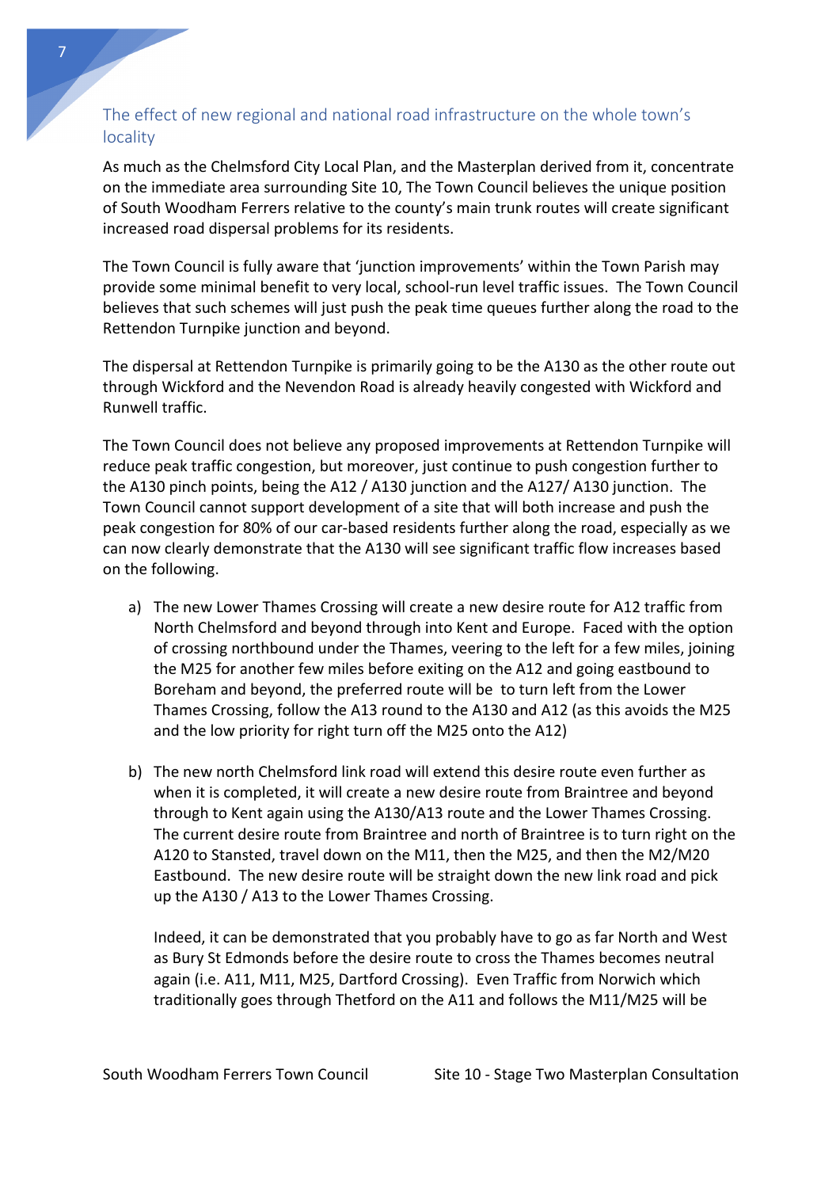## The effect of new regional and national road infrastructure on the whole town's locality

As much as the Chelmsford City Local Plan, and the Masterplan derived from it, concentrate on the immediate area surrounding Site 10, The Town Council believes the unique position of South Woodham Ferrers relative to the county's main trunk routes will create significant increased road dispersal problems for its residents.

The Town Council is fully aware that 'junction improvements' within the Town Parish may provide some minimal benefit to very local, school-run level traffic issues. The Town Council believes that such schemes will just push the peak time queues further along the road to the Rettendon Turnpike junction and beyond.

The dispersal at Rettendon Turnpike is primarily going to be the A130 as the other route out through Wickford and the Nevendon Road is already heavily congested with Wickford and Runwell traffic.

The Town Council does not believe any proposed improvements at Rettendon Turnpike will reduce peak traffic congestion, but moreover, just continue to push congestion further to the A130 pinch points, being the A12 / A130 junction and the A127/ A130 junction. The Town Council cannot support development of a site that will both increase and push the peak congestion for 80% of our car-based residents further along the road, especially as we can now clearly demonstrate that the A130 will see significant traffic flow increases based on the following.

a) The new Lower Thames Crossing will create a new desire route for A12 traffic from North Chelmsford and beyond through into Kent and Europe. Faced with the option of crossing northbound under the Thames, veering to the left for a few miles, joining the M25 for another few miles before exiting on the A12 and going eastbound to Boreham and beyond, the preferred route will be to turn left from the Lower Thames Crossing, follow the A13 round to the A130 and A12 (as this avoids the M25 and the low priority for right turn off the M25 onto the A12)

b) The new north Chelmsford link road will extend this desire route even further as when it is completed, it will create a new desire route from Braintree and beyond through to Kent again using the A130/A13 route and the Lower Thames Crossing. The current desire route from Braintree and north of Braintree is to turn right on the A120 to Stansted, travel down on the M11, then the M25, and then the M2/M20 Eastbound. The new desire route will be straight down the new link road and pick up the A130 / A13 to the Lower Thames Crossing.

   Indeed, it can be demonstrated that you probably have to go as far North and West as Bury St Edmonds before the desire route to cross the Thames becomes neutral again (i.e. A11, M11, M25, Dartford Crossing). Even Traffic from Norwich which traditionally goes through Thetford on the A11 and follows the M11/M25 will be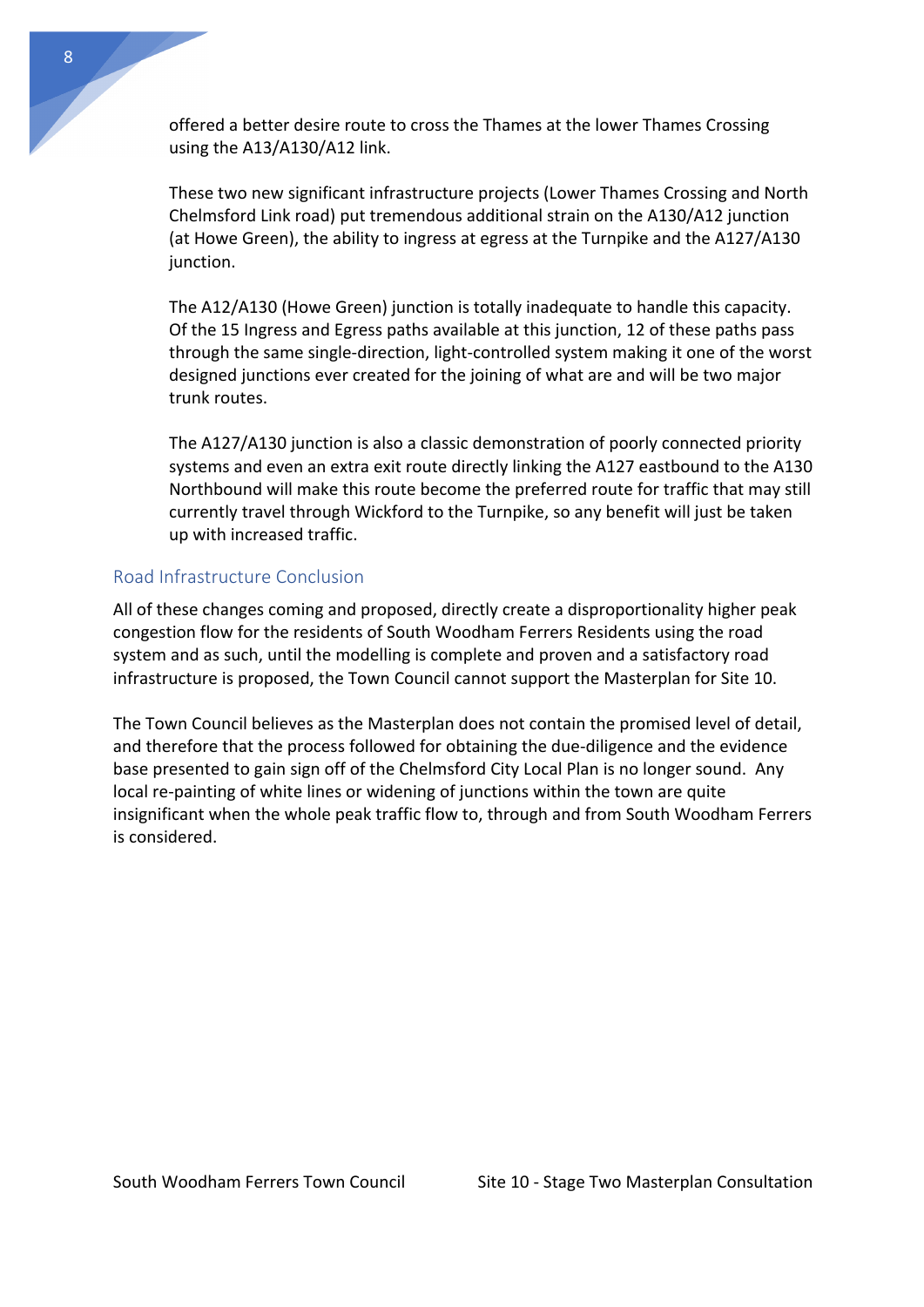offered a better desire route to cross the Thames at the lower Thames Crossing using the A13/A130/A12 link.

These two new significant infrastructure projects (Lower Thames Crossing and North Chelmsford Link road) put tremendous additional strain on the A130/A12 junction (at Howe Green), the ability to ingress at egress at the Turnpike and the A127/A130 junction.

The A12/A130 (Howe Green) junction is totally inadequate to handle this capacity. Of the 15 Ingress and Egress paths available at this junction, 12 of these paths pass through the same single-direction, light-controlled system making it one of the worst designed junctions ever created for the joining of what are and will be two major trunk routes.

The A127/A130 junction is also a classic demonstration of poorly connected priority systems and even an extra exit route directly linking the A127 eastbound to the A130 Northbound will make this route become the preferred route for traffic that may still currently travel through Wickford to the Turnpike, so any benefit will just be taken up with increased traffic.

## Road Infrastructure Conclusion

All of these changes coming and proposed, directly create a disproportionality higher peak congestion flow for the residents of South Woodham Ferrers Residents using the road system and as such, until the modelling is complete and proven and a satisfactory road infrastructure is proposed, the Town Council cannot support the Masterplan for Site 10.

The Town Council believes as the Masterplan does not contain the promised level of detail, and therefore that the process followed for obtaining the due-diligence and the evidence base presented to gain sign off of the Chelmsford City Local Plan is no longer sound. Any local re-painting of white lines or widening of junctions within the town are quite insignificant when the whole peak traffic flow to, through and from South Woodham Ferrers is considered.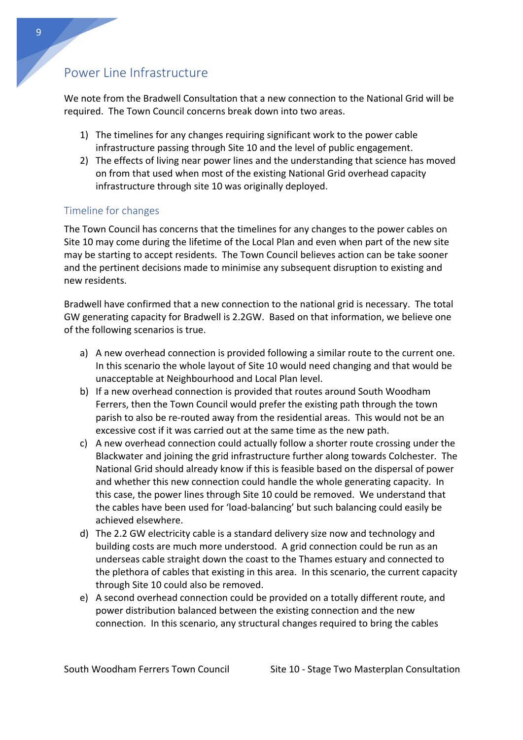## Power Line Infrastructure

We note from the Bradwell Consultation that a new connection to the National Grid will be required. The Town Council concerns break down into two areas.

1) The timelines for any changes requiring significant work to the power cable infrastructure passing through Site 10 and the level of public engagement.
2) The effects of living near power lines and the understanding that science has moved on from that used when most of the existing National Grid overhead capacity infrastructure through site 10 was originally deployed.

### Timeline for changes

The Town Council has concerns that the timelines for any changes to the power cables on Site 10 may come during the lifetime of the Local Plan and even when part of the new site may be starting to accept residents. The Town Council believes action can be take sooner and the pertinent decisions made to minimise any subsequent disruption to existing and new residents.

Bradwell have confirmed that a new connection to the national grid is necessary. The total GW generating capacity for Bradwell is 2.2GW. Based on that information, we believe one of the following scenarios is true.

a) A new overhead connection is provided following a similar route to the current one. In this scenario the whole layout of Site 10 would need changing and that would be unacceptable at Neighbourhood and Local Plan level.
b) If a new overhead connection is provided that routes around South Woodham Ferrers, then the Town Council would prefer the existing path through the town parish to also be re-routed away from the residential areas. This would not be an excessive cost if it was carried out at the same time as the new path.
c) A new overhead connection could actually follow a shorter route crossing under the Blackwater and joining the grid infrastructure further along towards Colchester. The National Grid should already know if this is feasible based on the dispersal of power and whether this new connection could handle the whole generating capacity. In this case, the power lines through Site 10 could be removed. We understand that the cables have been used for 'load-balancing' but such balancing could easily be achieved elsewhere.
d) The 2.2 GW electricity cable is a standard delivery size now and technology and building costs are much more understood. A grid connection could be run as an underseas cable straight down the coast to the Thames estuary and connected to the plethora of cables that existing in this area. In this scenario, the current capacity through Site 10 could also be removed.
e) A second overhead connection could be provided on a totally different route, and power distribution balanced between the existing connection and the new connection. In this scenario, any structural changes required to bring the cables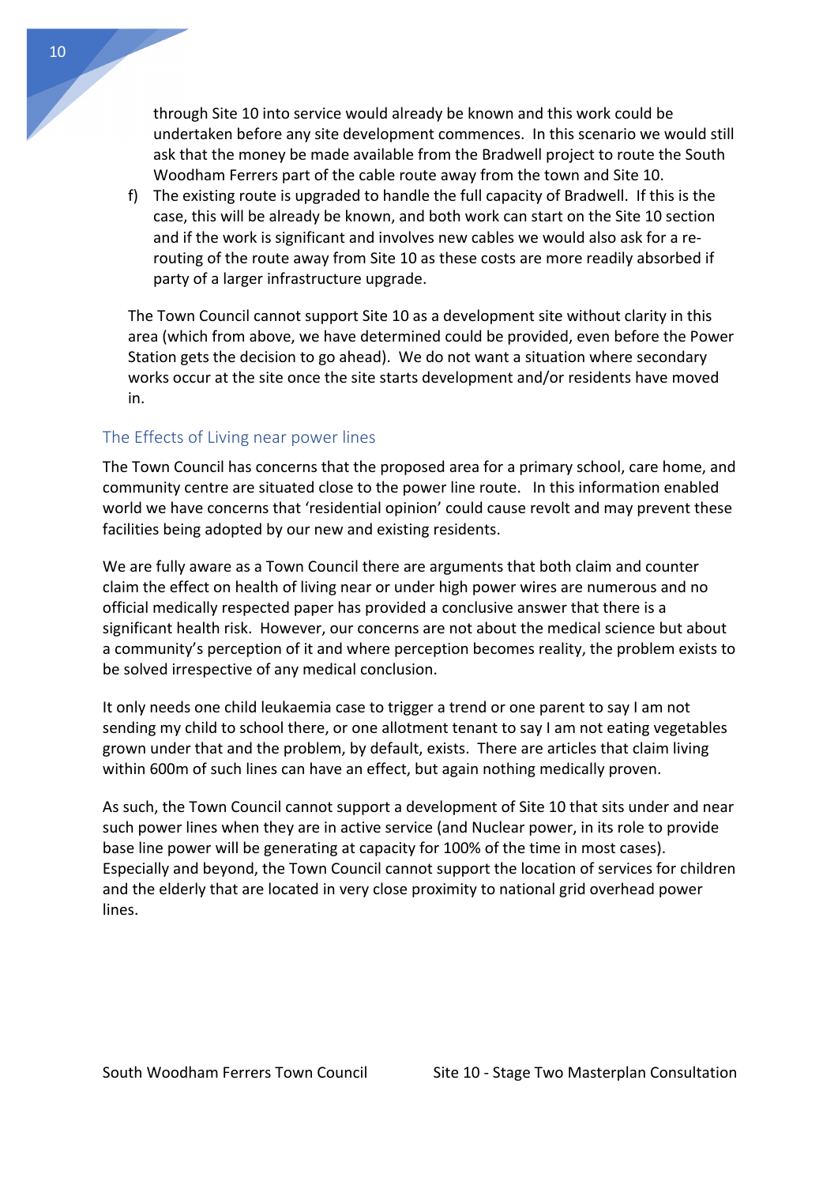through Site 10 into service would already be known and this work could be undertaken before any site development commences. In this scenario we would still ask that the money be made available from the Bradwell project to route the South Woodham Ferrers part of the cable route away from the town and Site 10.

f) The existing route is upgraded to handle the full capacity of Bradwell. If this is the case, this will be already be known, and both work can start on the Site 10 section and if the work is significant and involves new cables we would also ask for a re-routing of the route away from Site 10 as these costs are more readily absorbed if party of a larger infrastructure upgrade.

The Town Council cannot support Site 10 as a development site without clarity in this area (which from above, we have determined could be provided, even before the Power Station gets the decision to go ahead). We do not want a situation where secondary works occur at the site once the site starts development and/or residents have moved in.

## The Effects of Living near power lines

The Town Council has concerns that the proposed area for a primary school, care home, and community centre are situated close to the power line route. In this information enabled world we have concerns that 'residential opinion' could cause revolt and may prevent these facilities being adopted by our new and existing residents.

We are fully aware as a Town Council there are arguments that both claim and counter claim the effect on health of living near or under high power wires are numerous and no official medically respected paper has provided a conclusive answer that there is a significant health risk. However, our concerns are not about the medical science but about a community's perception of it and where perception becomes reality, the problem exists to be solved irrespective of any medical conclusion.

It only needs one child leukaemia case to trigger a trend or one parent to say I am not sending my child to school there, or one allotment tenant to say I am not eating vegetables grown under that and the problem, by default, exists. There are articles that claim living within 600m of such lines can have an effect, but again nothing medically proven.

As such, the Town Council cannot support a development of Site 10 that sits under and near such power lines when they are in active service (and Nuclear power, in its role to provide base line power will be generating at capacity for 100% of the time in most cases). Especially and beyond, the Town Council cannot support the location of services for children and the elderly that are located in very close proximity to national grid overhead power lines.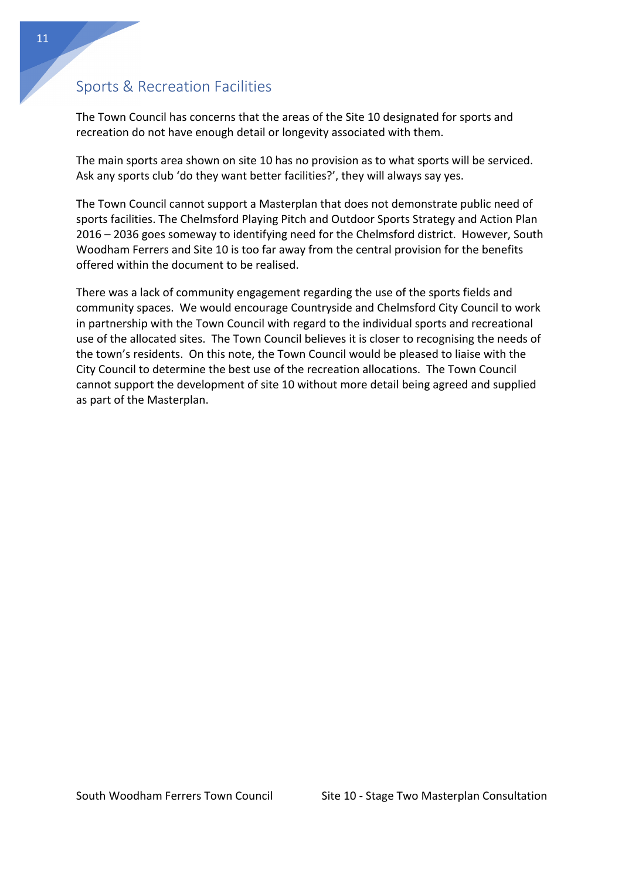## Sports & Recreation Facilities

The Town Council has concerns that the areas of the Site 10 designated for sports and recreation do not have enough detail or longevity associated with them.

The main sports area shown on site 10 has no provision as to what sports will be serviced. Ask any sports club 'do they want better facilities?', they will always say yes.

The Town Council cannot support a Masterplan that does not demonstrate public need of sports facilities. The Chelmsford Playing Pitch and Outdoor Sports Strategy and Action Plan 2016 – 2036 goes someway to identifying need for the Chelmsford district. However, South Woodham Ferrers and Site 10 is too far away from the central provision for the benefits offered within the document to be realised.

There was a lack of community engagement regarding the use of the sports fields and community spaces. We would encourage Countryside and Chelmsford City Council to work in partnership with the Town Council with regard to the individual sports and recreational use of the allocated sites. The Town Council believes it is closer to recognising the needs of the town's residents. On this note, the Town Council would be pleased to liaise with the City Council to determine the best use of the recreation allocations. The Town Council cannot support the development of site 10 without more detail being agreed and supplied as part of the Masterplan.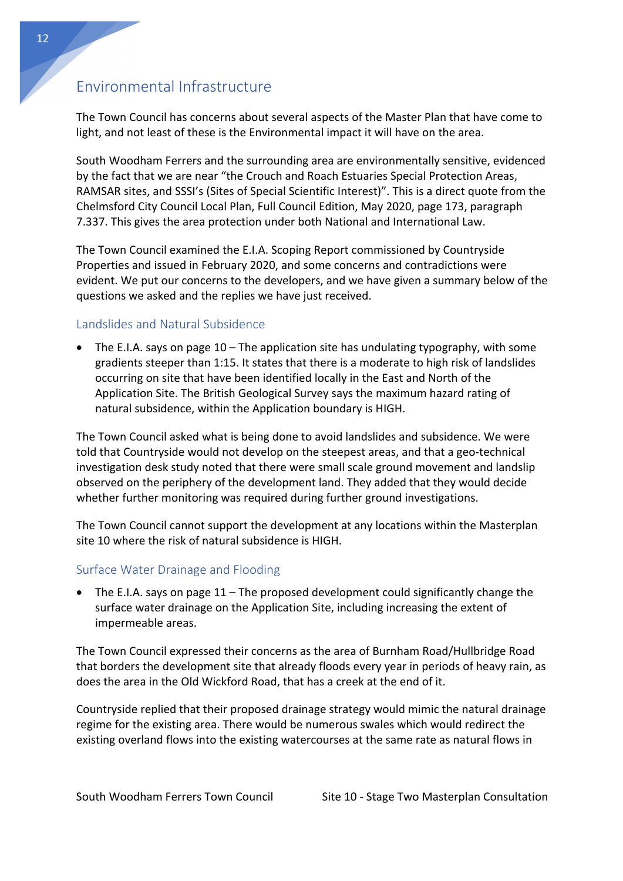## Environmental Infrastructure

The Town Council has concerns about several aspects of the Master Plan that have come to light, and not least of these is the Environmental impact it will have on the area.

South Woodham Ferrers and the surrounding area are environmentally sensitive, evidenced by the fact that we are near “the Crouch and Roach Estuaries Special Protection Areas, RAMSAR sites, and SSSI’s (Sites of Special Scientific Interest)”. This is a direct quote from the Chelmsford City Council Local Plan, Full Council Edition, May 2020, page 173, paragraph 7.337. This gives the area protection under both National and International Law.

The Town Council examined the E.I.A. Scoping Report commissioned by Countryside Properties and issued in February 2020, and some concerns and contradictions were evident. We put our concerns to the developers, and we have given a summary below of the questions we asked and the replies we have just received.

### Landslides and Natural Subsidence

- The E.I.A. says on page 10 – The application site has undulating typography, with some gradients steeper than 1:15. It states that there is a moderate to high risk of landslides occurring on site that have been identified locally in the East and North of the Application Site. The British Geological Survey says the maximum hazard rating of natural subsidence, within the Application boundary is HIGH.

The Town Council asked what is being done to avoid landslides and subsidence. We were told that Countryside would not develop on the steepest areas, and that a geo-technical investigation desk study noted that there were small scale ground movement and landslip observed on the periphery of the development land. They added that they would decide whether further monitoring was required during further ground investigations.

The Town Council cannot support the development at any locations within the Masterplan site 10 where the risk of natural subsidence is HIGH.

### Surface Water Drainage and Flooding

- The E.I.A. says on page 11 – The proposed development could significantly change the surface water drainage on the Application Site, including increasing the extent of impermeable areas.

The Town Council expressed their concerns as the area of Burnham Road/Hullbridge Road that borders the development site that already floods every year in periods of heavy rain, as does the area in the Old Wickford Road, that has a creek at the end of it.

Countryside replied that their proposed drainage strategy would mimic the natural drainage regime for the existing area. There would be numerous swales which would redirect the existing overland flows into the existing watercourses at the same rate as natural flows in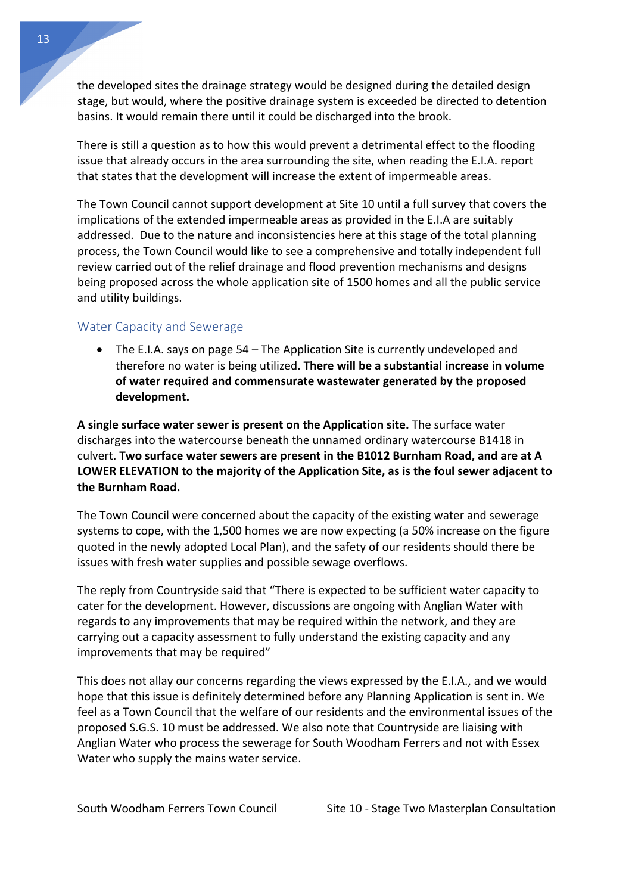the developed sites the drainage strategy would be designed during the detailed design stage, but would, where the positive drainage system is exceeded be directed to detention basins. It would remain there until it could be discharged into the brook.

There is still a question as to how this would prevent a detrimental effect to the flooding issue that already occurs in the area surrounding the site, when reading the E.I.A. report that states that the development will increase the extent of impermeable areas.

The Town Council cannot support development at Site 10 until a full survey that covers the implications of the extended impermeable areas as provided in the E.I.A are suitably addressed. Due to the nature and inconsistencies here at this stage of the total planning process, the Town Council would like to see a comprehensive and totally independent full review carried out of the relief drainage and flood prevention mechanisms and designs being proposed across the whole application site of 1500 homes and all the public service and utility buildings.

## Water Capacity and Sewerage

- The E.I.A. says on page 54 – The Application Site is currently undeveloped and therefore no water is being utilized. **There will be a substantial increase in volume of water required and commensurate wastewater generated by the proposed development.**

**A single surface water sewer is present on the Application site.** The surface water discharges into the watercourse beneath the unnamed ordinary watercourse B1418 in culvert. **Two surface water sewers are present in the B1012 Burnham Road, and are at A LOWER ELEVATION to the majority of the Application Site, as is the foul sewer adjacent to the Burnham Road.**

The Town Council were concerned about the capacity of the existing water and sewerage systems to cope, with the 1,500 homes we are now expecting (a 50% increase on the figure quoted in the newly adopted Local Plan), and the safety of our residents should there be issues with fresh water supplies and possible sewage overflows.

The reply from Countryside said that "There is expected to be sufficient water capacity to cater for the development. However, discussions are ongoing with Anglian Water with regards to any improvements that may be required within the network, and they are carrying out a capacity assessment to fully understand the existing capacity and any improvements that may be required"

This does not allay our concerns regarding the views expressed by the E.I.A., and we would hope that this issue is definitely determined before any Planning Application is sent in. We feel as a Town Council that the welfare of our residents and the environmental issues of the proposed S.G.S. 10 must be addressed. We also note that Countryside are liaising with Anglian Water who process the sewerage for South Woodham Ferrers and not with Essex Water who supply the mains water service.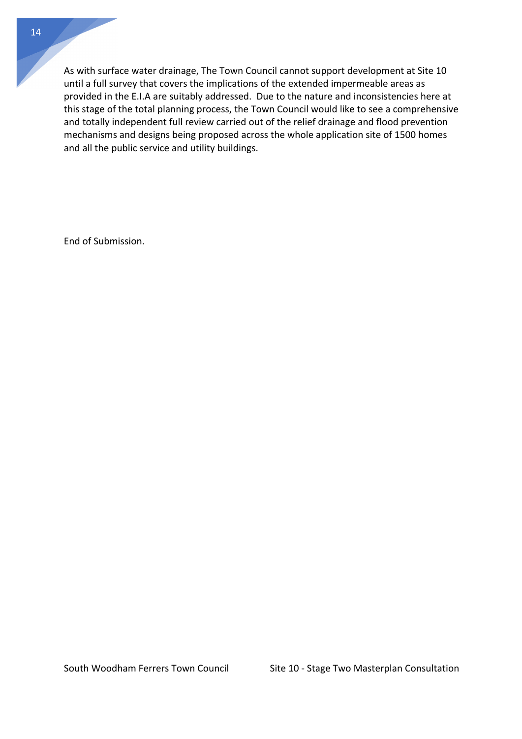As with surface water drainage, The Town Council cannot support development at Site 10 until a full survey that covers the implications of the extended impermeable areas as provided in the E.I.A are suitably addressed. Due to the nature and inconsistencies here at this stage of the total planning process, the Town Council would like to see a comprehensive and totally independent full review carried out of the relief drainage and flood prevention mechanisms and designs being proposed across the whole application site of 1500 homes and all the public service and utility buildings.

End of Submission.